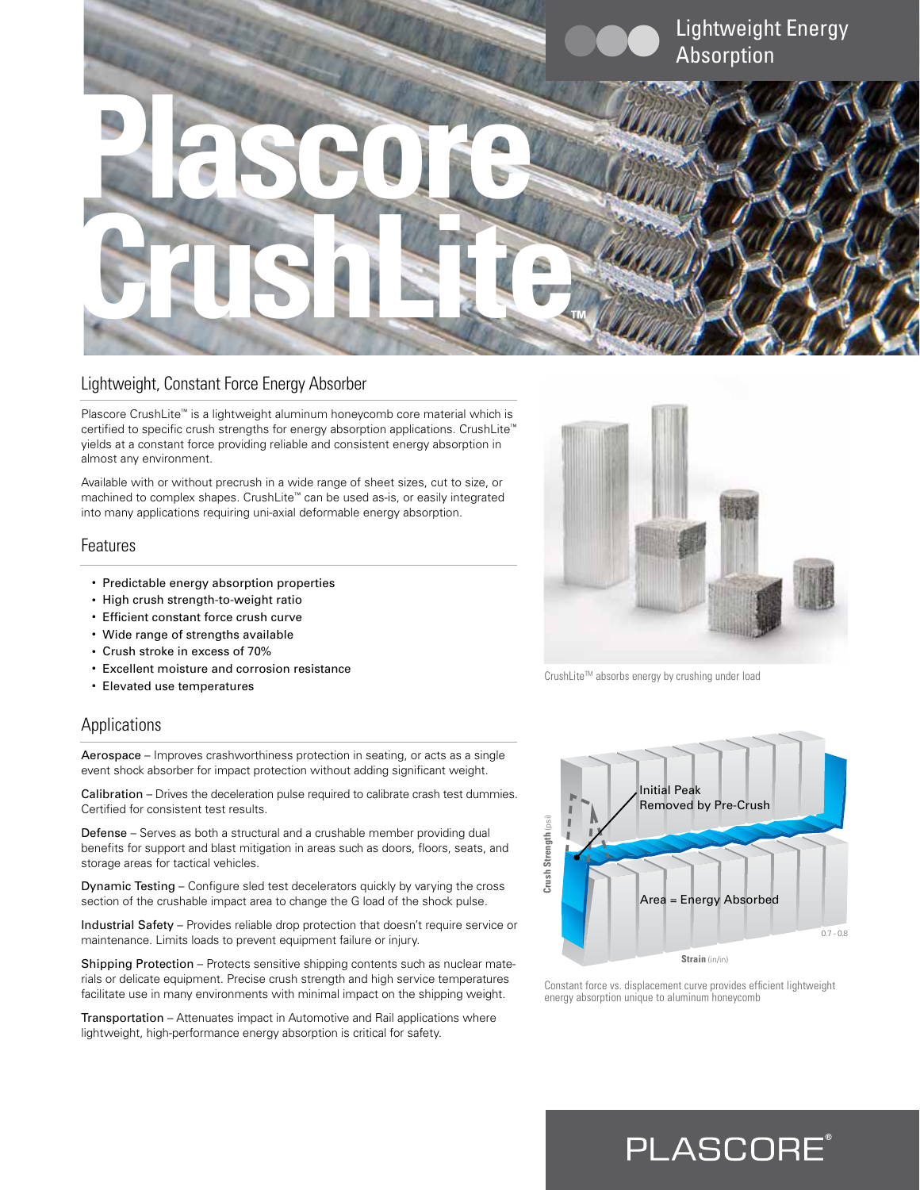# Plascore CrushLite™

Lightweight Energy Absorption

## Lightweight, Constant Force Energy Absorber

Plascore CrushLite™ is a lightweight aluminum honeycomb core material which is certified to specific crush strengths for energy absorption applications. CrushLite™ yields at a constant force providing reliable and consistent energy absorption in almost any environment.

Available with or without precrush in a wide range of sheet sizes, cut to size, or machined to complex shapes. CrushLite™ can be used as-is, or easily integrated into many applications requiring uni-axial deformable energy absorption.

## Features

- Predictable energy absorption properties
- High crush strength-to-weight ratio
- Efficient constant force crush curve
- Wide range of strengths available
- Crush stroke in excess of 70%
- Excellent moisture and corrosion resistance
- Elevated use temperatures

CrushLite™ absorbs energy by crushing under load

## Applications

Aerospace – Improves crashworthiness protection in seating, or acts as a single event shock absorber for impact protection without adding significant weight.

Calibration – Drives the deceleration pulse required to calibrate crash test dummies. Certified for consistent test results.

Defense – Serves as both a structural and a crushable member providing dual benefits for support and blast mitigation in areas such as doors, floors, seats, and storage areas for tactical vehicles.

Dynamic Testing – Configure sled test decelerators quickly by varying the cross section of the crushable impact area to change the G load of the shock pulse.

Industrial Safety – Provides reliable drop protection that doesn't require service or maintenance. Limits loads to prevent equipment failure or injury.

Shipping Protection – Protects sensitive shipping contents such as nuclear materials or delicate equipment. Precise crush strength and high service temperatures facilitate use in many environments with minimal impact on the shipping weight.

Transportation – Attenuates impact in Automotive and Rail applications where lightweight, high-performance energy absorption is critical for safety.

Initial Peak Removed by Pre-Crush

Area = Energy Absorbed

Crush Strength (psi)

Strain (in/in)

0.7 - 0.8

Constant force vs. displacement curve provides efficient lightweight energy absorption unique to aluminum honeycomb

PLASCORE®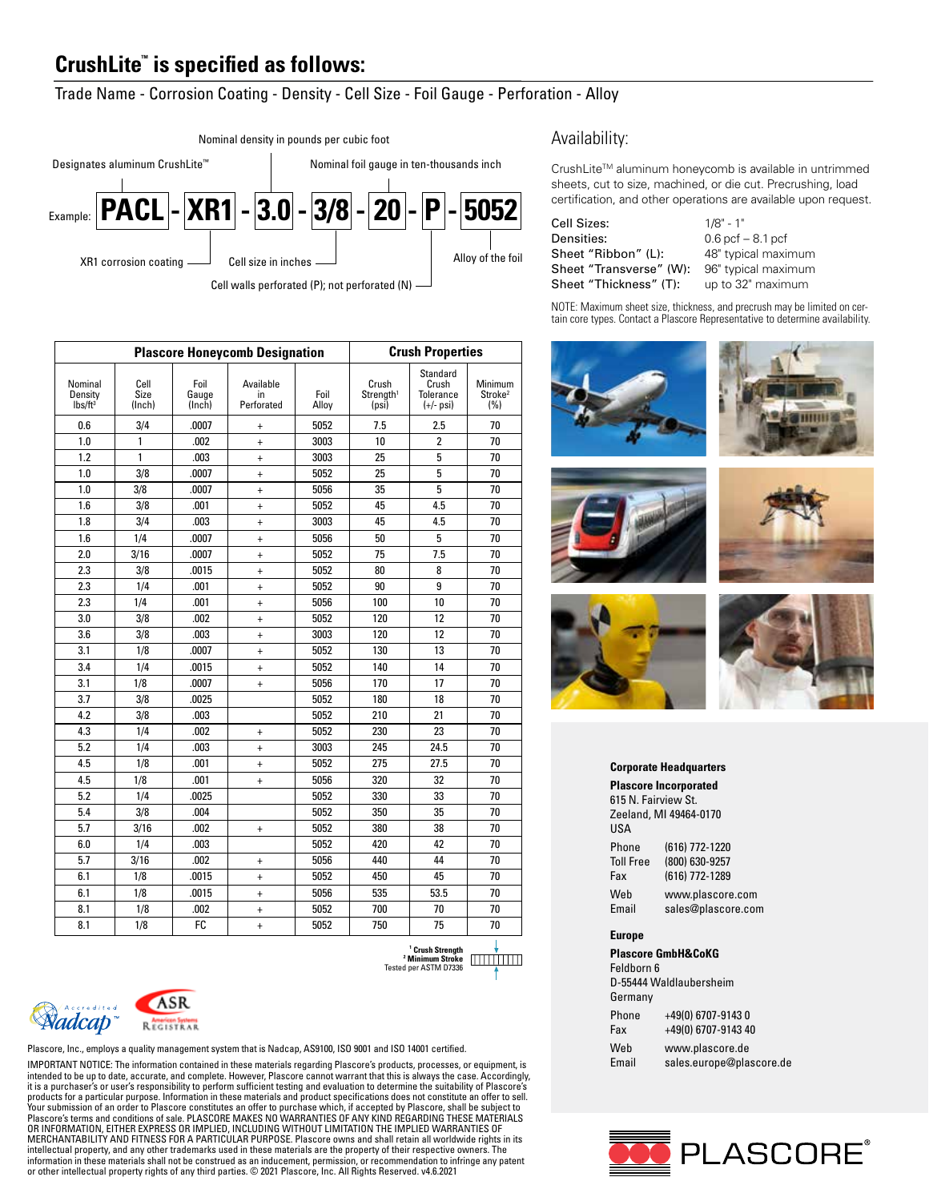# CrushLite™ is specified as follows:

Trade Name - Corrosion Coating - Density - Cell Size - Foil Gauge - Perforation - Alloy

Nominal density in pounds per cubic foot

Designates aluminum CrushLite™

Nominal foil gauge in ten-thousands inch

Example: **PACL - XR1 - 3.0 - 3/8 - 20 - P - 5052**

XR1 corrosion coating

Cell size in inches

Alloy of the foil

Cell walls perforated (P); not perforated (N)

## Availability:

CrushLite™ aluminum honeycomb is available in untrimmed sheets, cut to size, machined, or die cut. Precrushing, load certification, and other operations are available upon request.

| | |
|---|---|
| Cell Sizes: | 1/8" - 1" |
| Densities: | 0.6 pcf – 8.1 pcf |
| Sheet "Ribbon" (L): | 48" typical maximum |
| Sheet "Transverse" (W): | 96" typical maximum |
| Sheet "Thickness" (T): | up to 32" maximum |

NOTE: Maximum sheet size, thickness, and precrush may be limited on certain core types. Contact a Plascore Representative to determine availability.

| Plascore Honeycomb Designation | | | | | Crush Properties | | |
|---|---|---|---|---|---|---|---|
| Nominal Density lbs/ft³ | Cell Size (Inch) | Foil Gauge (Inch) | Available in Perforated | Foil Alloy | Crush Strength[1] (psi) | Standard Crush Tolerance (+/- psi) | Minimum Stroke[2] (%) |
| 0.6 | 3/4 | .0007 | + | 5052 | 7.5 | 2.5 | 70 |
| 1.0 | 1 | .002 | + | 3003 | 10 | 2 | 70 |
| 1.2 | 1 | .003 | + | 3003 | 25 | 5 | 70 |
| 1.0 | 3/8 | .0007 | + | 5052 | 25 | 5 | 70 |
| 1.0 | 3/8 | .0007 | + | 5056 | 35 | 5 | 70 |
| 1.6 | 3/8 | .001 | + | 5052 | 45 | 4.5 | 70 |
| 1.8 | 3/4 | .003 | + | 3003 | 45 | 4.5 | 70 |
| 1.6 | 1/4 | .0007 | + | 5056 | 50 | 5 | 70 |
| 2.0 | 3/16 | .0007 | + | 5052 | 75 | 7.5 | 70 |
| 2.3 | 3/8 | .0015 | + | 5052 | 80 | 8 | 70 |
| 2.3 | 1/4 | .001 | + | 5052 | 90 | 9 | 70 |
| 2.3 | 1/4 | .001 | + | 5056 | 100 | 10 | 70 |
| 3.0 | 3/8 | .002 | + | 5052 | 120 | 12 | 70 |
| 3.6 | 3/8 | .003 | + | 3003 | 120 | 12 | 70 |
| 3.1 | 1/8 | .0007 | + | 5052 | 130 | 13 | 70 |
| 3.4 | 1/4 | .0015 | + | 5052 | 140 | 14 | 70 |
| 3.1 | 1/8 | .0007 | + | 5056 | 170 | 17 | 70 |
| 3.7 | 3/8 | .0025 | | 5052 | 180 | 18 | 70 |
| 4.2 | 3/8 | .003 | | 5052 | 210 | 21 | 70 |
| 4.3 | 1/4 | .002 | + | 5052 | 230 | 23 | 70 |
| 5.2 | 1/4 | .003 | + | 3003 | 245 | 24.5 | 70 |
| 4.5 | 1/8 | .001 | + | 5052 | 275 | 27.5 | 70 |
| 4.5 | 1/8 | .001 | + | 5056 | 320 | 32 | 70 |
| 5.2 | 1/4 | .0025 | | 5052 | 330 | 33 | 70 |
| 5.4 | 3/8 | .004 | | 5052 | 350 | 35 | 70 |
| 5.7 | 3/16 | .002 | + | 5052 | 380 | 38 | 70 |
| 6.0 | 1/4 | .003 | | 5052 | 420 | 42 | 70 |
| 5.7 | 3/16 | .002 | + | 5056 | 440 | 44 | 70 |
| 6.1 | 1/8 | .0015 | + | 5052 | 450 | 45 | 70 |
| 6.1 | 1/8 | .0015 | + | 5056 | 535 | 53.5 | 70 |
| 8.1 | 1/8 | .002 | + | 5052 | 700 | 70 | 70 |
| 8.1 | 1/8 | FC | + | 5052 | 750 | 75 | 70 |

[1] Crush Strength
[2] Minimum Stroke
Tested per ASTM D7336

Plascore, Inc., employs a quality management system that is Nadcap, AS9100, ISO 9001 and ISO 14001 certified.

IMPORTANT NOTICE: The information contained in these materials regarding Plascore's products, processes, or equipment, is intended to be up to date, accurate, and complete. However, Plascore cannot warrant that this is always the case. Accordingly, it is a purchaser's or user's responsibility to perform sufficient testing and evaluation to determine the suitability of Plascore's products for a particular purpose. Information in these materials and product specifications does not constitute an offer to sell. Your submission of an order to Plascore constitutes an offer to purchase which, if accepted by Plascore, shall be subject to Plascore's terms and conditions of sale. PLASCORE MAKES NO WARRANTIES OF ANY KIND REGARDING THESE MATERIALS OR INFORMATION, EITHER EXPRESS OR IMPLIED, INCLUDING WITHOUT LIMITATION THE IMPLIED WARRANTIES OF MERCHANTABILITY AND FITNESS FOR A PARTICULAR PURPOSE. Plascore owns and shall retain all worldwide rights in its intellectual property, and any other trademarks used in these materials are the property of their respective owners. The information in these materials shall not be construed as an inducement, permission, or recommendation to infringe any patent or other intellectual property rights of any third parties. © 2021 Plascore, Inc. All Rights Reserved. v4.6.2021

**Corporate Headquarters**

**Plascore Incorporated**
615 N. Fairview St.
Zeeland, MI 49464-0170
USA

Phone (616) 772-1220
Toll Free (800) 630-9257
Fax (616) 772-1289
Web www.plascore.com
Email sales@plascore.com

**Europe**

**Plascore GmbH&CoKG**
Feldborn 6
D-55444 Waldlaubersheim
Germany

Phone +49(0) 6707-9143 0
Fax +49(0) 6707-9143 40
Web www.plascore.de
Email sales.europe@plascore.de

PLASCORE®